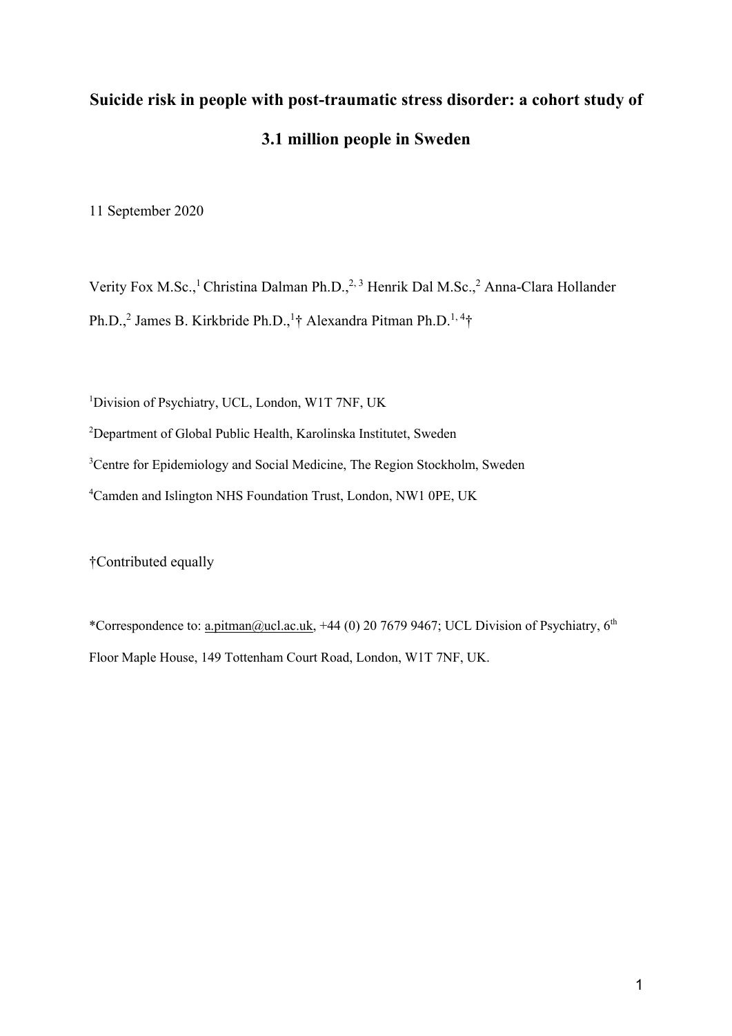# Suicide risk in people with post-traumatic stress disorder: a cohort study of 3.1 million people in Sweden

11 September 2020

Verity Fox M.Sc.,[1] Christina Dalman Ph.D.,[2,3] Henrik Dal M.Sc.,[2] Anna-Clara Hollander Ph.D.,[2] James B. Kirkbride Ph.D.,[1]† Alexandra Pitman Ph.D.[1,4]†

[1]Division of Psychiatry, UCL, London, W1T 7NF, UK

[2]Department of Global Public Health, Karolinska Institutet, Sweden

[3]Centre for Epidemiology and Social Medicine, The Region Stockholm, Sweden

[4]Camden and Islington NHS Foundation Trust, London, NW1 0PE, UK

†Contributed equally

*Correspondence to: a.pitman@ucl.ac.uk, +44 (0) 20 7679 9467; UCL Division of Psychiatry, 6th Floor Maple House, 149 Tottenham Court Road, London, W1T 7NF, UK.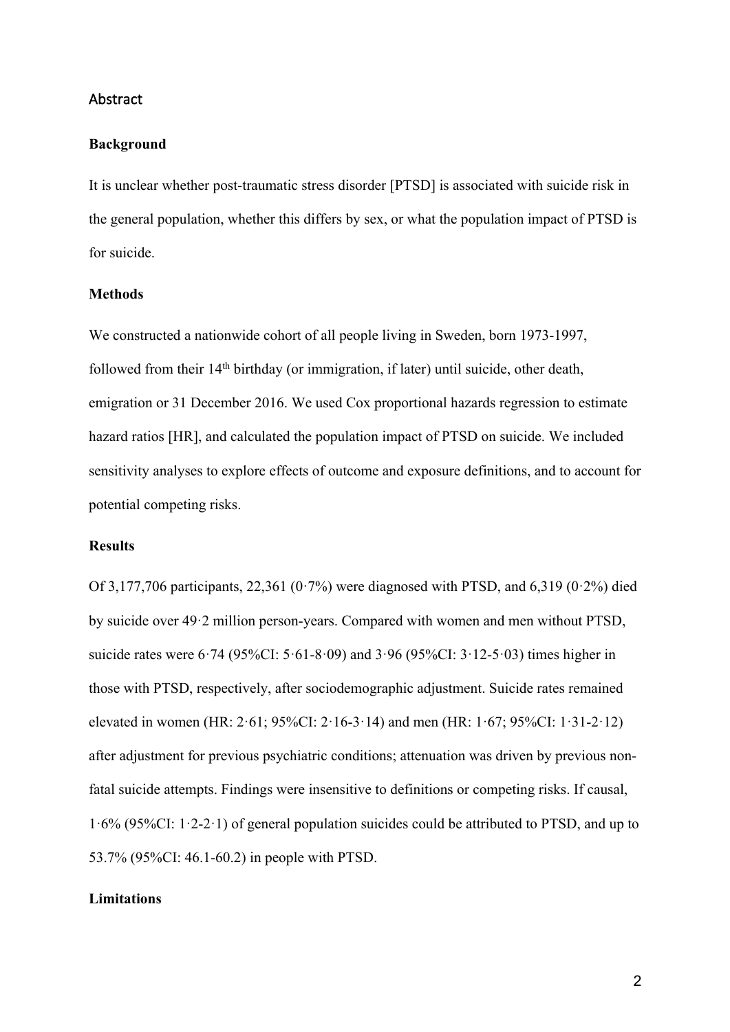## Abstract

### Background

It is unclear whether post-traumatic stress disorder [PTSD] is associated with suicide risk in the general population, whether this differs by sex, or what the population impact of PTSD is for suicide.

### Methods

We constructed a nationwide cohort of all people living in Sweden, born 1973-1997, followed from their 14th birthday (or immigration, if later) until suicide, other death, emigration or 31 December 2016. We used Cox proportional hazards regression to estimate hazard ratios [HR], and calculated the population impact of PTSD on suicide. We included sensitivity analyses to explore effects of outcome and exposure definitions, and to account for potential competing risks.

### Results

Of 3,177,706 participants, 22,361 (0·7%) were diagnosed with PTSD, and 6,319 (0·2%) died by suicide over 49·2 million person-years. Compared with women and men without PTSD, suicide rates were 6·74 (95%CI: 5·61-8·09) and 3·96 (95%CI: 3·12-5·03) times higher in those with PTSD, respectively, after sociodemographic adjustment. Suicide rates remained elevated in women (HR: 2·61; 95%CI: 2·16-3·14) and men (HR: 1·67; 95%CI: 1·31-2·12) after adjustment for previous psychiatric conditions; attenuation was driven by previous non-fatal suicide attempts. Findings were insensitive to definitions or competing risks. If causal, 1·6% (95%CI: 1·2-2·1) of general population suicides could be attributed to PTSD, and up to 53.7% (95%CI: 46.1-60.2) in people with PTSD.

### Limitations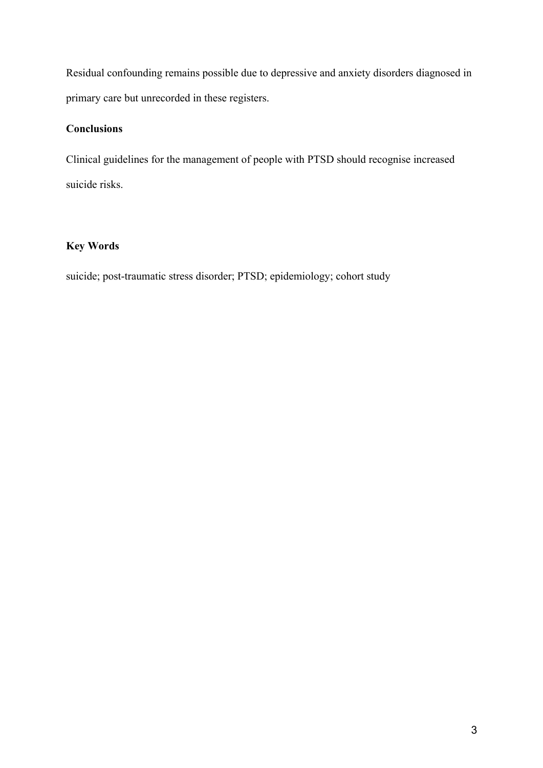Residual confounding remains possible due to depressive and anxiety disorders diagnosed in primary care but unrecorded in these registers.

**Conclusions**

Clinical guidelines for the management of people with PTSD should recognise increased suicide risks.

**Key Words**

suicide; post-traumatic stress disorder; PTSD; epidemiology; cohort study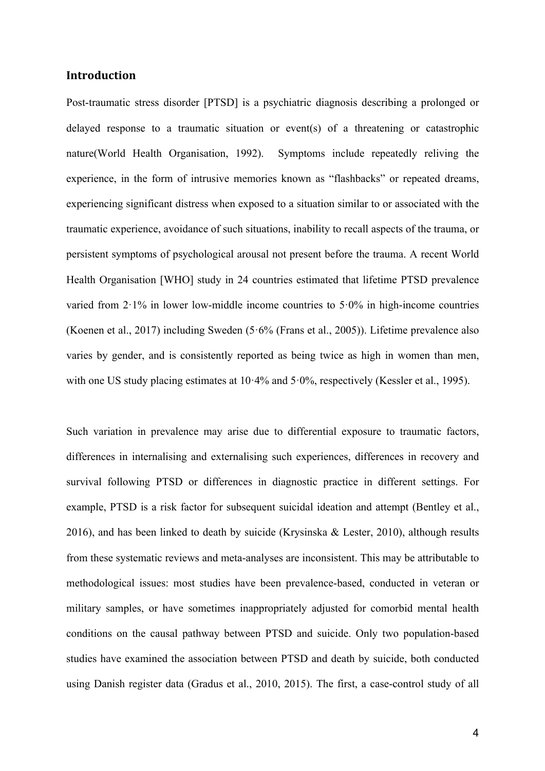## Introduction

Post-traumatic stress disorder [PTSD] is a psychiatric diagnosis describing a prolonged or delayed response to a traumatic situation or event(s) of a threatening or catastrophic nature(World Health Organisation, 1992). Symptoms include repeatedly reliving the experience, in the form of intrusive memories known as "flashbacks" or repeated dreams, experiencing significant distress when exposed to a situation similar to or associated with the traumatic experience, avoidance of such situations, inability to recall aspects of the trauma, or persistent symptoms of psychological arousal not present before the trauma. A recent World Health Organisation [WHO] study in 24 countries estimated that lifetime PTSD prevalence varied from 2·1% in lower low-middle income countries to 5·0% in high-income countries (Koenen et al., 2017) including Sweden (5·6% (Frans et al., 2005)). Lifetime prevalence also varies by gender, and is consistently reported as being twice as high in women than men, with one US study placing estimates at 10·4% and 5·0%, respectively (Kessler et al., 1995).

Such variation in prevalence may arise due to differential exposure to traumatic factors, differences in internalising and externalising such experiences, differences in recovery and survival following PTSD or differences in diagnostic practice in different settings. For example, PTSD is a risk factor for subsequent suicidal ideation and attempt (Bentley et al., 2016), and has been linked to death by suicide (Krysinska & Lester, 2010), although results from these systematic reviews and meta-analyses are inconsistent. This may be attributable to methodological issues: most studies have been prevalence-based, conducted in veteran or military samples, or have sometimes inappropriately adjusted for comorbid mental health conditions on the causal pathway between PTSD and suicide. Only two population-based studies have examined the association between PTSD and death by suicide, both conducted using Danish register data (Gradus et al., 2010, 2015). The first, a case-control study of all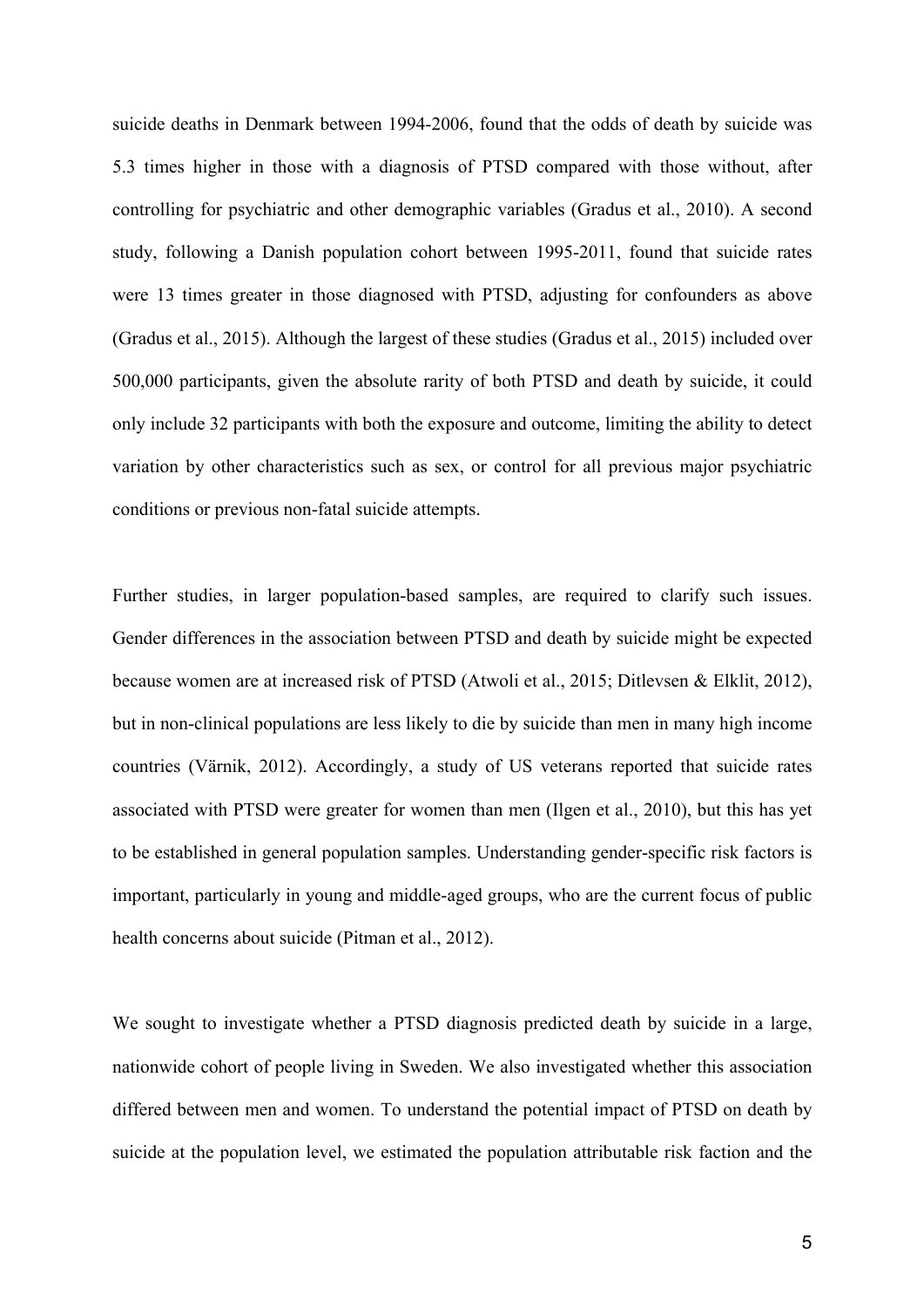suicide deaths in Denmark between 1994-2006, found that the odds of death by suicide was 5.3 times higher in those with a diagnosis of PTSD compared with those without, after controlling for psychiatric and other demographic variables (Gradus et al., 2010). A second study, following a Danish population cohort between 1995-2011, found that suicide rates were 13 times greater in those diagnosed with PTSD, adjusting for confounders as above (Gradus et al., 2015). Although the largest of these studies (Gradus et al., 2015) included over 500,000 participants, given the absolute rarity of both PTSD and death by suicide, it could only include 32 participants with both the exposure and outcome, limiting the ability to detect variation by other characteristics such as sex, or control for all previous major psychiatric conditions or previous non-fatal suicide attempts.

Further studies, in larger population-based samples, are required to clarify such issues. Gender differences in the association between PTSD and death by suicide might be expected because women are at increased risk of PTSD (Atwoli et al., 2015; Ditlevsen & Elklit, 2012), but in non-clinical populations are less likely to die by suicide than men in many high income countries (Värnik, 2012). Accordingly, a study of US veterans reported that suicide rates associated with PTSD were greater for women than men (Ilgen et al., 2010), but this has yet to be established in general population samples. Understanding gender-specific risk factors is important, particularly in young and middle-aged groups, who are the current focus of public health concerns about suicide (Pitman et al., 2012).

We sought to investigate whether a PTSD diagnosis predicted death by suicide in a large, nationwide cohort of people living in Sweden. We also investigated whether this association differed between men and women. To understand the potential impact of PTSD on death by suicide at the population level, we estimated the population attributable risk faction and the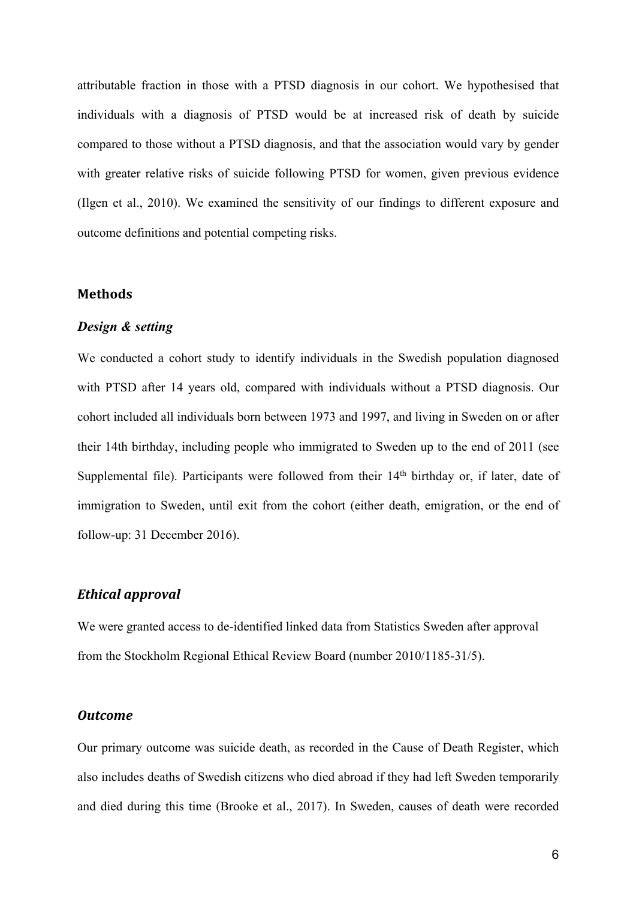attributable fraction in those with a PTSD diagnosis in our cohort. We hypothesised that individuals with a diagnosis of PTSD would be at increased risk of death by suicide compared to those without a PTSD diagnosis, and that the association would vary by gender with greater relative risks of suicide following PTSD for women, given previous evidence (Ilgen et al., 2010). We examined the sensitivity of our findings to different exposure and outcome definitions and potential competing risks.

## Methods

### *Design & setting*

We conducted a cohort study to identify individuals in the Swedish population diagnosed with PTSD after 14 years old, compared with individuals without a PTSD diagnosis. Our cohort included all individuals born between 1973 and 1997, and living in Sweden on or after their 14th birthday, including people who immigrated to Sweden up to the end of 2011 (see Supplemental file). Participants were followed from their 14th birthday or, if later, date of immigration to Sweden, until exit from the cohort (either death, emigration, or the end of follow-up: 31 December 2016).

### *Ethical approval*

We were granted access to de-identified linked data from Statistics Sweden after approval from the Stockholm Regional Ethical Review Board (number 2010/1185-31/5).

### *Outcome*

Our primary outcome was suicide death, as recorded in the Cause of Death Register, which also includes deaths of Swedish citizens who died abroad if they had left Sweden temporarily and died during this time (Brooke et al., 2017). In Sweden, causes of death were recorded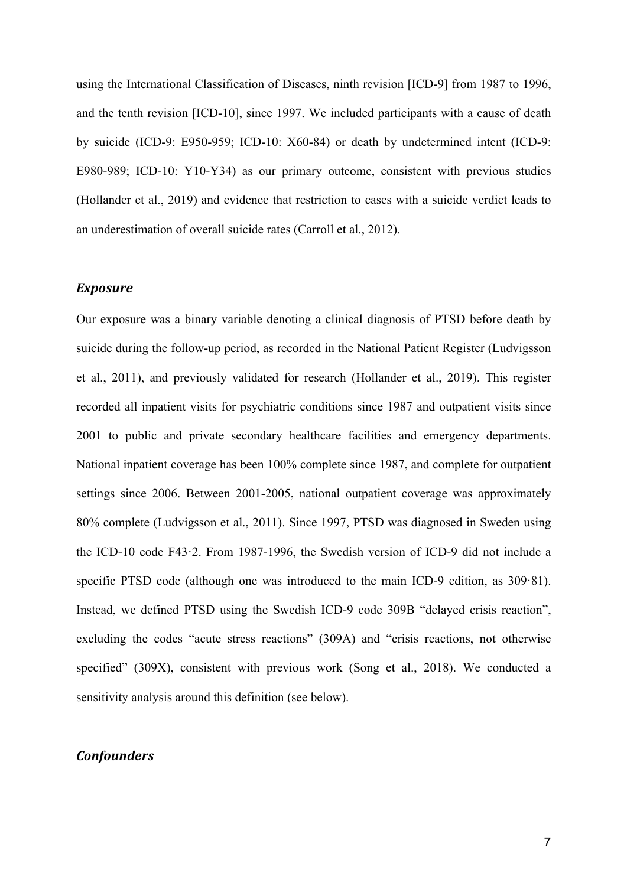using the International Classification of Diseases, ninth revision [ICD-9] from 1987 to 1996, and the tenth revision [ICD-10], since 1997. We included participants with a cause of death by suicide (ICD-9: E950-959; ICD-10: X60-84) or death by undetermined intent (ICD-9: E980-989; ICD-10: Y10-Y34) as our primary outcome, consistent with previous studies (Hollander et al., 2019) and evidence that restriction to cases with a suicide verdict leads to an underestimation of overall suicide rates (Carroll et al., 2012).

### *Exposure*

Our exposure was a binary variable denoting a clinical diagnosis of PTSD before death by suicide during the follow-up period, as recorded in the National Patient Register (Ludvigsson et al., 2011), and previously validated for research (Hollander et al., 2019). This register recorded all inpatient visits for psychiatric conditions since 1987 and outpatient visits since 2001 to public and private secondary healthcare facilities and emergency departments. National inpatient coverage has been 100% complete since 1987, and complete for outpatient settings since 2006. Between 2001-2005, national outpatient coverage was approximately 80% complete (Ludvigsson et al., 2011). Since 1997, PTSD was diagnosed in Sweden using the ICD-10 code F43·2. From 1987-1996, the Swedish version of ICD-9 did not include a specific PTSD code (although one was introduced to the main ICD-9 edition, as 309·81). Instead, we defined PTSD using the Swedish ICD-9 code 309B "delayed crisis reaction", excluding the codes "acute stress reactions" (309A) and "crisis reactions, not otherwise specified" (309X), consistent with previous work (Song et al., 2018). We conducted a sensitivity analysis around this definition (see below).

### *Confounders*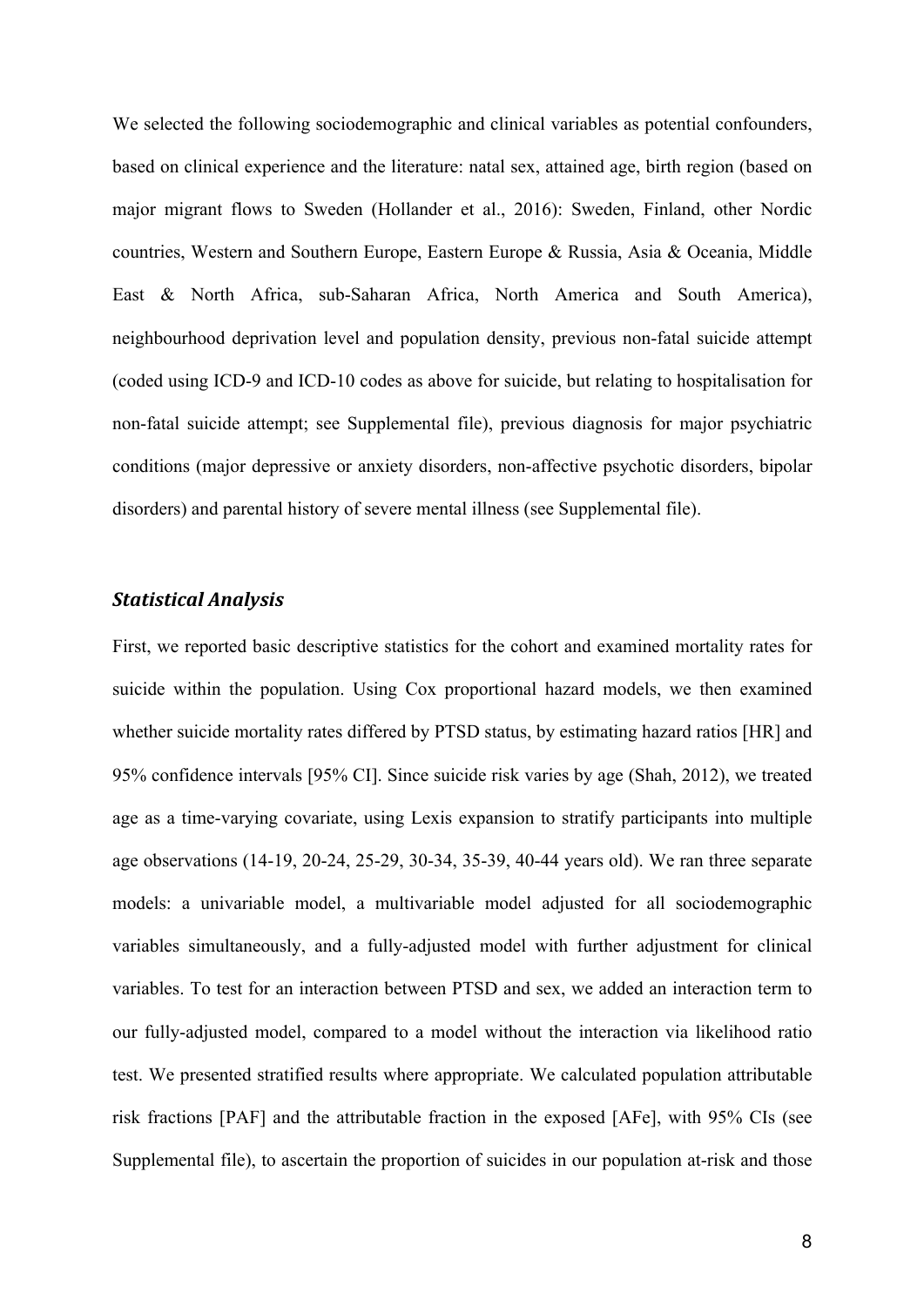We selected the following sociodemographic and clinical variables as potential confounders, based on clinical experience and the literature: natal sex, attained age, birth region (based on major migrant flows to Sweden (Hollander et al., 2016): Sweden, Finland, other Nordic countries, Western and Southern Europe, Eastern Europe & Russia, Asia & Oceania, Middle East & North Africa, sub-Saharan Africa, North America and South America), neighbourhood deprivation level and population density, previous non-fatal suicide attempt (coded using ICD-9 and ICD-10 codes as above for suicide, but relating to hospitalisation for non-fatal suicide attempt; see Supplemental file), previous diagnosis for major psychiatric conditions (major depressive or anxiety disorders, non-affective psychotic disorders, bipolar disorders) and parental history of severe mental illness (see Supplemental file).

### *Statistical Analysis*

First, we reported basic descriptive statistics for the cohort and examined mortality rates for suicide within the population. Using Cox proportional hazard models, we then examined whether suicide mortality rates differed by PTSD status, by estimating hazard ratios [HR] and 95% confidence intervals [95% CI]. Since suicide risk varies by age (Shah, 2012), we treated age as a time-varying covariate, using Lexis expansion to stratify participants into multiple age observations (14-19, 20-24, 25-29, 30-34, 35-39, 40-44 years old). We ran three separate models: a univariable model, a multivariable model adjusted for all sociodemographic variables simultaneously, and a fully-adjusted model with further adjustment for clinical variables. To test for an interaction between PTSD and sex, we added an interaction term to our fully-adjusted model, compared to a model without the interaction via likelihood ratio test. We presented stratified results where appropriate. We calculated population attributable risk fractions [PAF] and the attributable fraction in the exposed [AFe], with 95% CIs (see Supplemental file), to ascertain the proportion of suicides in our population at-risk and those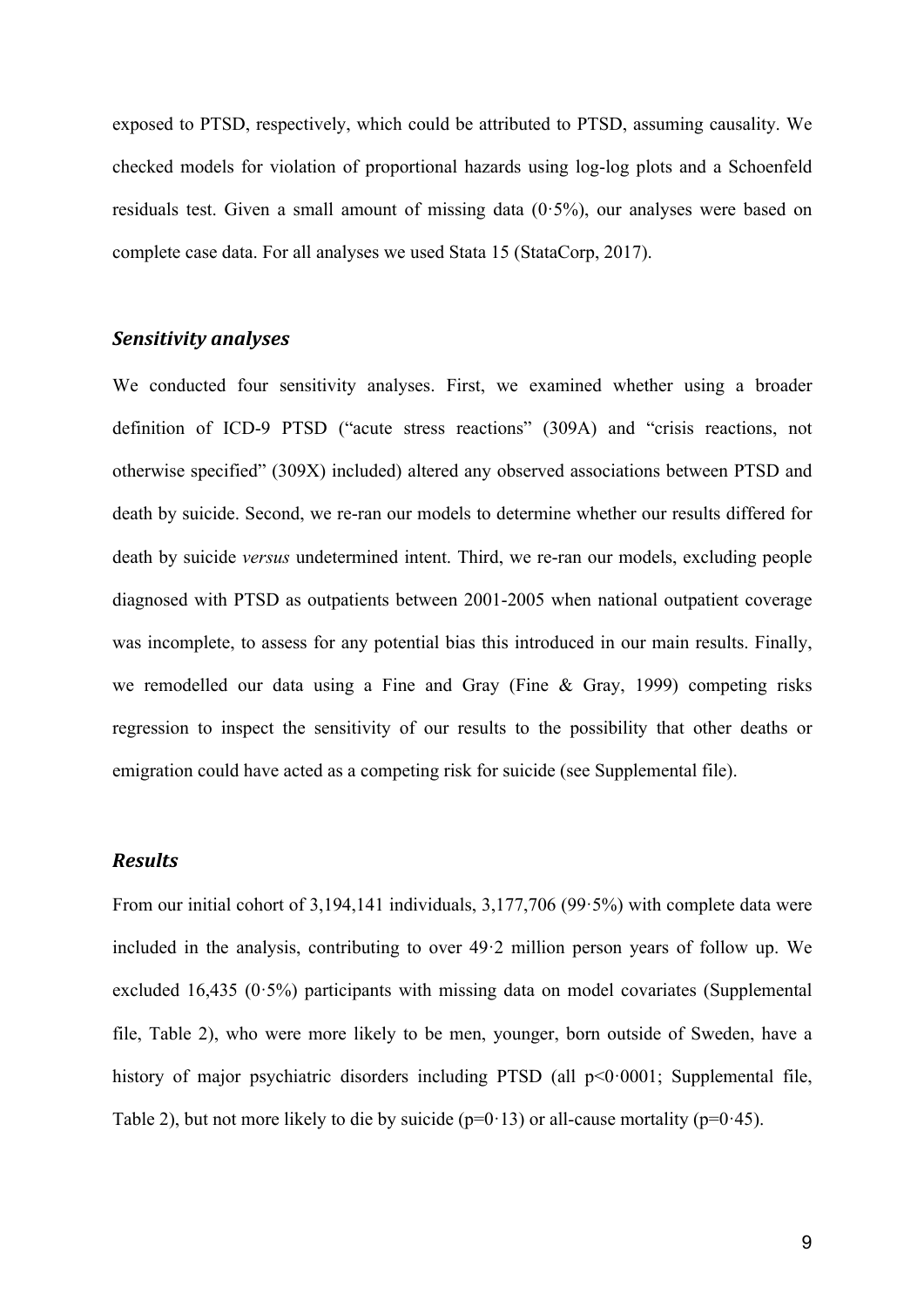exposed to PTSD, respectively, which could be attributed to PTSD, assuming causality. We checked models for violation of proportional hazards using log-log plots and a Schoenfeld residuals test. Given a small amount of missing data (0·5%), our analyses were based on complete case data. For all analyses we used Stata 15 (StataCorp, 2017).

### *Sensitivity analyses*

We conducted four sensitivity analyses. First, we examined whether using a broader definition of ICD-9 PTSD ("acute stress reactions" (309A) and "crisis reactions, not otherwise specified" (309X) included) altered any observed associations between PTSD and death by suicide. Second, we re-ran our models to determine whether our results differed for death by suicide *versus* undetermined intent. Third, we re-ran our models, excluding people diagnosed with PTSD as outpatients between 2001-2005 when national outpatient coverage was incomplete, to assess for any potential bias this introduced in our main results. Finally, we remodelled our data using a Fine and Gray (Fine & Gray, 1999) competing risks regression to inspect the sensitivity of our results to the possibility that other deaths or emigration could have acted as a competing risk for suicide (see Supplemental file).

### *Results*

From our initial cohort of 3,194,141 individuals, 3,177,706 (99·5%) with complete data were included in the analysis, contributing to over 49·2 million person years of follow up. We excluded 16,435 (0·5%) participants with missing data on model covariates (Supplemental file, Table 2), who were more likely to be men, younger, born outside of Sweden, have a history of major psychiatric disorders including PTSD (all $p<0{\cdot}0001$; Supplemental file, Table 2), but not more likely to die by suicide ($p=0{\cdot}13$) or all-cause mortality ($p=0{\cdot}45$).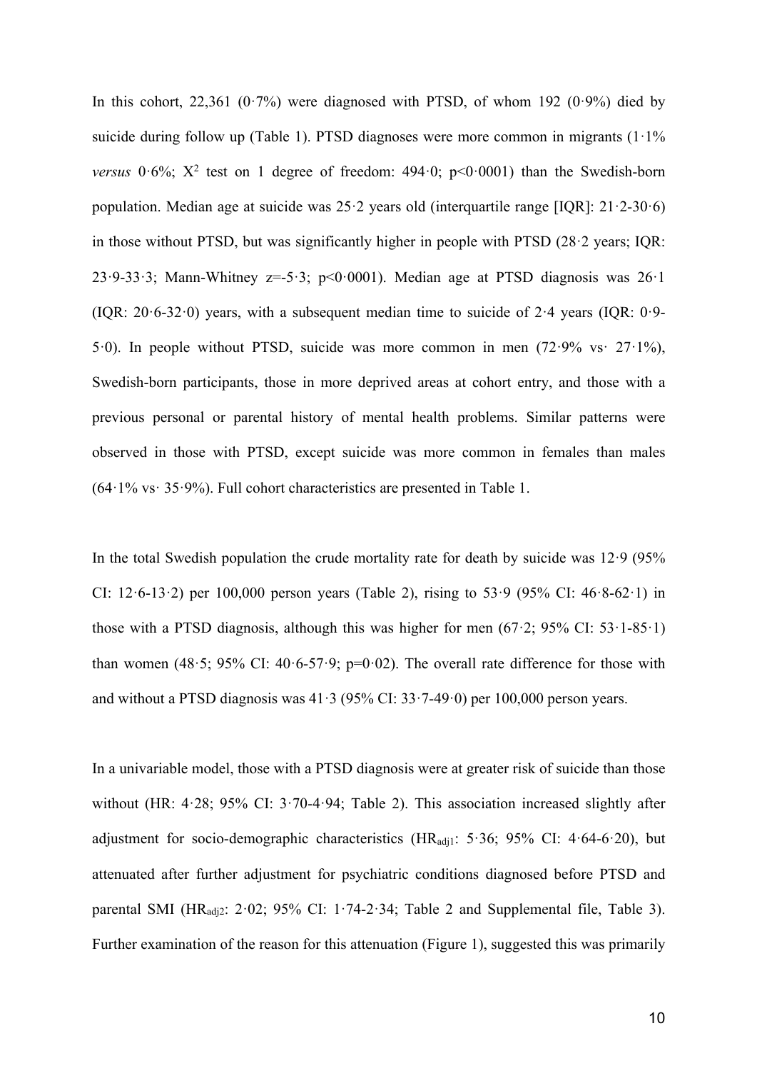In this cohort, 22,361 (0·7%) were diagnosed with PTSD, of whom 192 (0·9%) died by suicide during follow up (Table 1). PTSD diagnoses were more common in migrants (1·1% *versus* 0·6%; $X^2$ test on 1 degree of freedom: 494·0; p<0·0001) than the Swedish-born population. Median age at suicide was 25·2 years old (interquartile range [IQR]: 21·2-30·6) in those without PTSD, but was significantly higher in people with PTSD (28·2 years; IQR: 23·9-33·3; Mann-Whitney z=-5·3; p<0·0001). Median age at PTSD diagnosis was 26·1 (IQR: 20·6-32·0) years, with a subsequent median time to suicide of 2·4 years (IQR: 0·9-5·0). In people without PTSD, suicide was more common in men (72·9% vs· 27·1%), Swedish-born participants, those in more deprived areas at cohort entry, and those with a previous personal or parental history of mental health problems. Similar patterns were observed in those with PTSD, except suicide was more common in females than males (64·1% vs· 35·9%). Full cohort characteristics are presented in Table 1.

In the total Swedish population the crude mortality rate for death by suicide was 12·9 (95% CI: 12·6-13·2) per 100,000 person years (Table 2), rising to 53·9 (95% CI: 46·8-62·1) in those with a PTSD diagnosis, although this was higher for men (67·2; 95% CI: 53·1-85·1) than women (48·5; 95% CI: 40·6-57·9; p=0·02). The overall rate difference for those with and without a PTSD diagnosis was 41·3 (95% CI: 33·7-49·0) per 100,000 person years.

In a univariable model, those with a PTSD diagnosis were at greater risk of suicide than those without (HR: 4·28; 95% CI: 3·70-4·94; Table 2). This association increased slightly after adjustment for socio-demographic characteristics ($HR_{adj1}$: 5·36; 95% CI: 4·64-6·20), but attenuated after further adjustment for psychiatric conditions diagnosed before PTSD and parental SMI ($HR_{adj2}$: 2·02; 95% CI: 1·74-2·34; Table 2 and Supplemental file, Table 3). Further examination of the reason for this attenuation (Figure 1), suggested this was primarily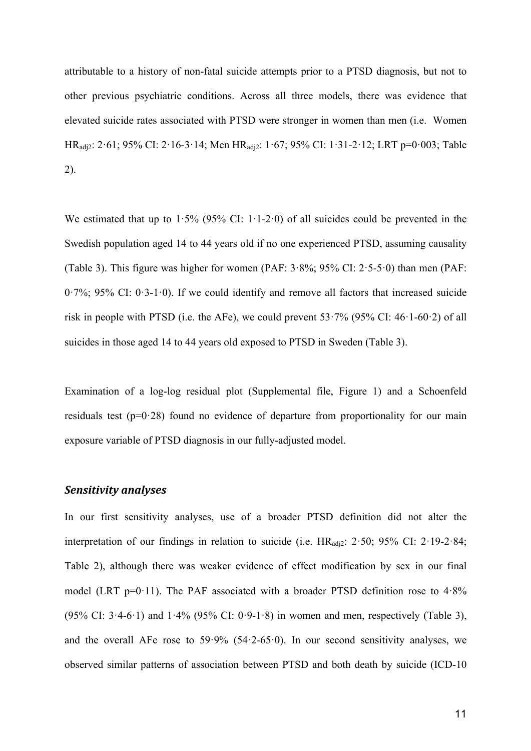attributable to a history of non-fatal suicide attempts prior to a PTSD diagnosis, but not to other previous psychiatric conditions. Across all three models, there was evidence that elevated suicide rates associated with PTSD were stronger in women than men (i.e. Women $HR_{adj2}$: 2·61; 95% CI: 2·16-3·14; Men $HR_{adj2}$: 1·67; 95% CI: 1·31-2·12; LRT p=0·003; Table 2).

We estimated that up to 1·5% (95% CI: 1·1-2·0) of all suicides could be prevented in the Swedish population aged 14 to 44 years old if no one experienced PTSD, assuming causality (Table 3). This figure was higher for women (PAF: 3·8%; 95% CI: 2·5-5·0) than men (PAF: 0·7%; 95% CI: 0·3-1·0). If we could identify and remove all factors that increased suicide risk in people with PTSD (i.e. the AFe), we could prevent 53·7% (95% CI: 46·1-60·2) of all suicides in those aged 14 to 44 years old exposed to PTSD in Sweden (Table 3).

Examination of a log-log residual plot (Supplemental file, Figure 1) and a Schoenfeld residuals test (p=0·28) found no evidence of departure from proportionality for our main exposure variable of PTSD diagnosis in our fully-adjusted model.

### *Sensitivity analyses*

In our first sensitivity analyses, use of a broader PTSD definition did not alter the interpretation of our findings in relation to suicide (i.e. $HR_{adj2}$: 2·50; 95% CI: 2·19-2·84; Table 2), although there was weaker evidence of effect modification by sex in our final model (LRT p=0·11). The PAF associated with a broader PTSD definition rose to 4·8% (95% CI: 3·4-6·1) and 1·4% (95% CI: 0·9-1·8) in women and men, respectively (Table 3), and the overall AFe rose to 59·9% (54·2-65·0). In our second sensitivity analyses, we observed similar patterns of association between PTSD and both death by suicide (ICD-10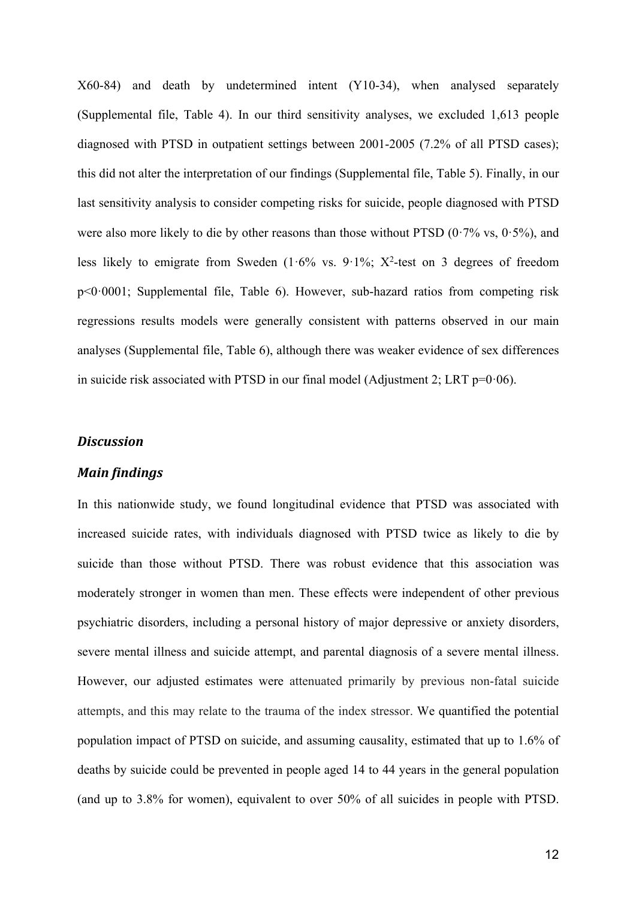X60-84) and death by undetermined intent (Y10-34), when analysed separately (Supplemental file, Table 4). In our third sensitivity analyses, we excluded 1,613 people diagnosed with PTSD in outpatient settings between 2001-2005 (7.2% of all PTSD cases); this did not alter the interpretation of our findings (Supplemental file, Table 5). Finally, in our last sensitivity analysis to consider competing risks for suicide, people diagnosed with PTSD were also more likely to die by other reasons than those without PTSD (0·7% vs, 0·5%), and less likely to emigrate from Sweden (1·6% vs. 9·1%; $X^2$-test on 3 degrees of freedom $p<0·0001$; Supplemental file, Table 6). However, sub-hazard ratios from competing risk regressions results models were generally consistent with patterns observed in our main analyses (Supplemental file, Table 6), although there was weaker evidence of sex differences in suicide risk associated with PTSD in our final model (Adjustment 2; LRT p=0·06).

## *Discussion*

### *Main findings*

In this nationwide study, we found longitudinal evidence that PTSD was associated with increased suicide rates, with individuals diagnosed with PTSD twice as likely to die by suicide than those without PTSD. There was robust evidence that this association was moderately stronger in women than men. These effects were independent of other previous psychiatric disorders, including a personal history of major depressive or anxiety disorders, severe mental illness and suicide attempt, and parental diagnosis of a severe mental illness. However, our adjusted estimates were attenuated primarily by previous non-fatal suicide attempts, and this may relate to the trauma of the index stressor. We quantified the potential population impact of PTSD on suicide, and assuming causality, estimated that up to 1.6% of deaths by suicide could be prevented in people aged 14 to 44 years in the general population (and up to 3.8% for women), equivalent to over 50% of all suicides in people with PTSD.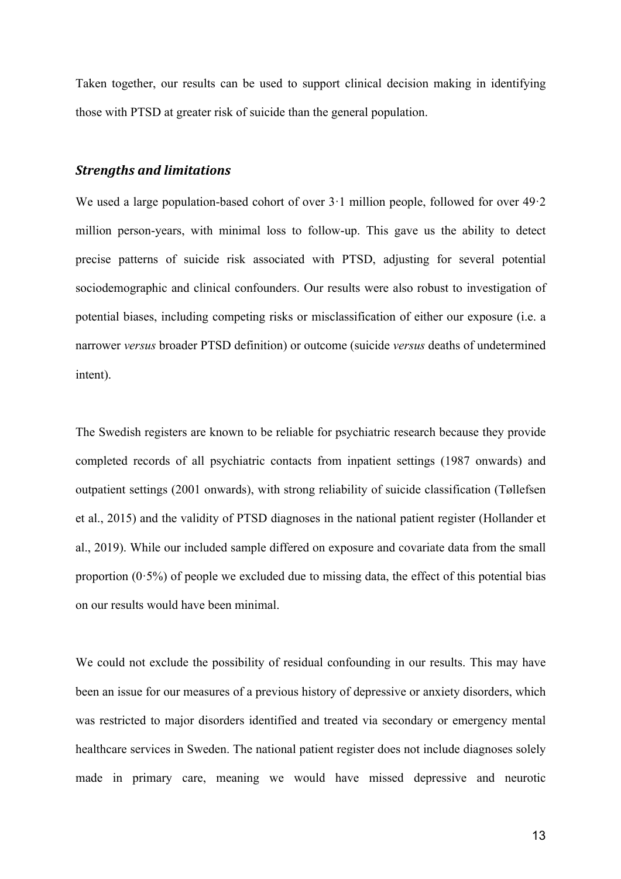Taken together, our results can be used to support clinical decision making in identifying those with PTSD at greater risk of suicide than the general population.

### ***Strengths and limitations***

We used a large population-based cohort of over 3·1 million people, followed for over 49·2 million person-years, with minimal loss to follow-up. This gave us the ability to detect precise patterns of suicide risk associated with PTSD, adjusting for several potential sociodemographic and clinical confounders. Our results were also robust to investigation of potential biases, including competing risks or misclassification of either our exposure (i.e. a narrower *versus* broader PTSD definition) or outcome (suicide *versus* deaths of undetermined intent).

The Swedish registers are known to be reliable for psychiatric research because they provide completed records of all psychiatric contacts from inpatient settings (1987 onwards) and outpatient settings (2001 onwards), with strong reliability of suicide classification (Tøllefsen et al., 2015) and the validity of PTSD diagnoses in the national patient register (Hollander et al., 2019). While our included sample differed on exposure and covariate data from the small proportion (0·5%) of people we excluded due to missing data, the effect of this potential bias on our results would have been minimal.

We could not exclude the possibility of residual confounding in our results. This may have been an issue for our measures of a previous history of depressive or anxiety disorders, which was restricted to major disorders identified and treated via secondary or emergency mental healthcare services in Sweden. The national patient register does not include diagnoses solely made in primary care, meaning we would have missed depressive and neurotic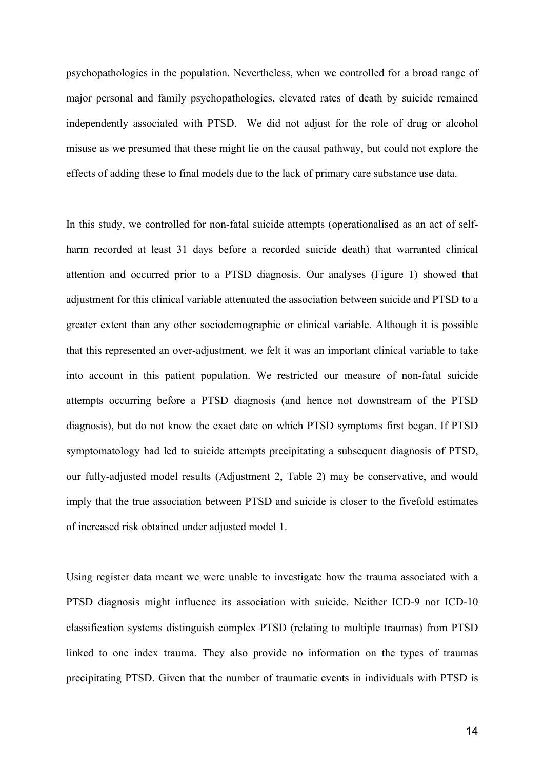psychopathologies in the population. Nevertheless, when we controlled for a broad range of major personal and family psychopathologies, elevated rates of death by suicide remained independently associated with PTSD. We did not adjust for the role of drug or alcohol misuse as we presumed that these might lie on the causal pathway, but could not explore the effects of adding these to final models due to the lack of primary care substance use data.

In this study, we controlled for non-fatal suicide attempts (operationalised as an act of self-harm recorded at least 31 days before a recorded suicide death) that warranted clinical attention and occurred prior to a PTSD diagnosis. Our analyses (Figure 1) showed that adjustment for this clinical variable attenuated the association between suicide and PTSD to a greater extent than any other sociodemographic or clinical variable. Although it is possible that this represented an over-adjustment, we felt it was an important clinical variable to take into account in this patient population. We restricted our measure of non-fatal suicide attempts occurring before a PTSD diagnosis (and hence not downstream of the PTSD diagnosis), but do not know the exact date on which PTSD symptoms first began. If PTSD symptomatology had led to suicide attempts precipitating a subsequent diagnosis of PTSD, our fully-adjusted model results (Adjustment 2, Table 2) may be conservative, and would imply that the true association between PTSD and suicide is closer to the fivefold estimates of increased risk obtained under adjusted model 1.

Using register data meant we were unable to investigate how the trauma associated with a PTSD diagnosis might influence its association with suicide. Neither ICD-9 nor ICD-10 classification systems distinguish complex PTSD (relating to multiple traumas) from PTSD linked to one index trauma. They also provide no information on the types of traumas precipitating PTSD. Given that the number of traumatic events in individuals with PTSD is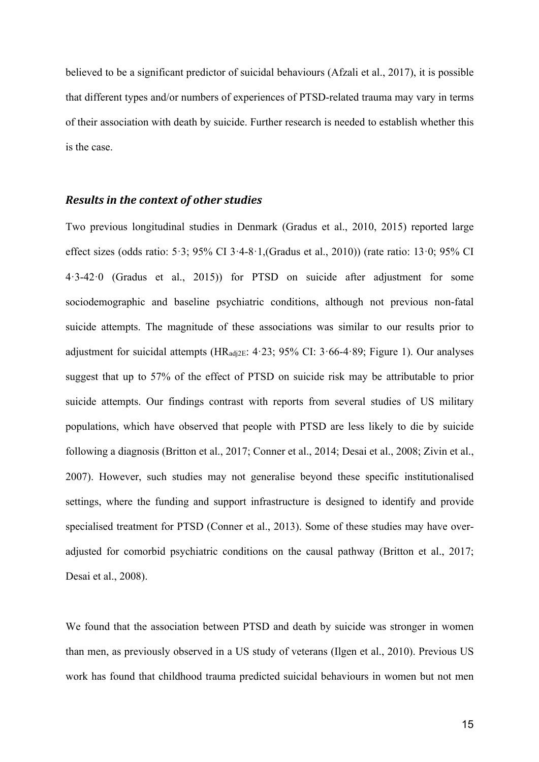believed to be a significant predictor of suicidal behaviours (Afzali et al., 2017), it is possible that different types and/or numbers of experiences of PTSD-related trauma may vary in terms of their association with death by suicide. Further research is needed to establish whether this is the case.

### *Results in the context of other studies*

Two previous longitudinal studies in Denmark (Gradus et al., 2010, 2015) reported large effect sizes (odds ratio: 5·3; 95% CI 3·4-8·1,(Gradus et al., 2010)) (rate ratio: 13·0; 95% CI 4·3-42·0 (Gradus et al., 2015)) for PTSD on suicide after adjustment for some sociodemographic and baseline psychiatric conditions, although not previous non-fatal suicide attempts. The magnitude of these associations was similar to our results prior to adjustment for suicidal attempts ($HR_{adj2E}$: 4·23; 95% CI: 3·66-4·89; Figure 1). Our analyses suggest that up to 57% of the effect of PTSD on suicide risk may be attributable to prior suicide attempts. Our findings contrast with reports from several studies of US military populations, which have observed that people with PTSD are less likely to die by suicide following a diagnosis (Britton et al., 2017; Conner et al., 2014; Desai et al., 2008; Zivin et al., 2007). However, such studies may not generalise beyond these specific institutionalised settings, where the funding and support infrastructure is designed to identify and provide specialised treatment for PTSD (Conner et al., 2013). Some of these studies may have over-adjusted for comorbid psychiatric conditions on the causal pathway (Britton et al., 2017; Desai et al., 2008).

We found that the association between PTSD and death by suicide was stronger in women than men, as previously observed in a US study of veterans (Ilgen et al., 2010). Previous US work has found that childhood trauma predicted suicidal behaviours in women but not men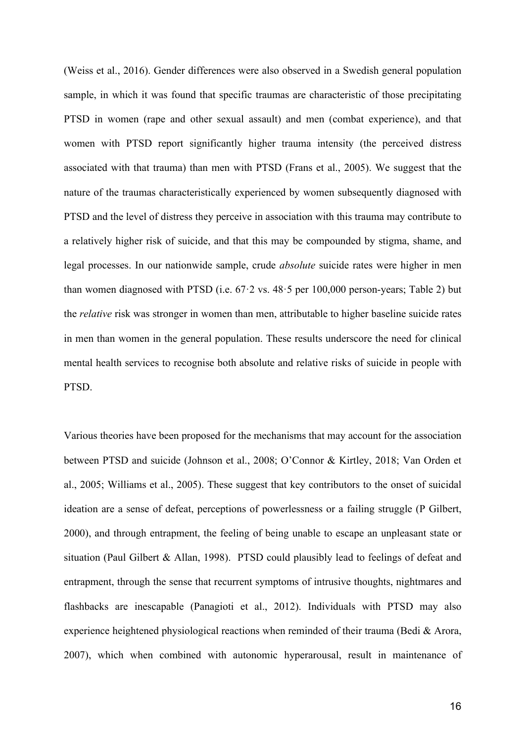(Weiss et al., 2016). Gender differences were also observed in a Swedish general population sample, in which it was found that specific traumas are characteristic of those precipitating PTSD in women (rape and other sexual assault) and men (combat experience), and that women with PTSD report significantly higher trauma intensity (the perceived distress associated with that trauma) than men with PTSD (Frans et al., 2005). We suggest that the nature of the traumas characteristically experienced by women subsequently diagnosed with PTSD and the level of distress they perceive in association with this trauma may contribute to a relatively higher risk of suicide, and that this may be compounded by stigma, shame, and legal processes. In our nationwide sample, crude *absolute* suicide rates were higher in men than women diagnosed with PTSD (i.e. 67·2 vs. 48·5 per 100,000 person-years; Table 2) but the *relative* risk was stronger in women than men, attributable to higher baseline suicide rates in men than women in the general population. These results underscore the need for clinical mental health services to recognise both absolute and relative risks of suicide in people with PTSD.

Various theories have been proposed for the mechanisms that may account for the association between PTSD and suicide (Johnson et al., 2008; O'Connor & Kirtley, 2018; Van Orden et al., 2005; Williams et al., 2005). These suggest that key contributors to the onset of suicidal ideation are a sense of defeat, perceptions of powerlessness or a failing struggle (P Gilbert, 2000), and through entrapment, the feeling of being unable to escape an unpleasant state or situation (Paul Gilbert & Allan, 1998). PTSD could plausibly lead to feelings of defeat and entrapment, through the sense that recurrent symptoms of intrusive thoughts, nightmares and flashbacks are inescapable (Panagioti et al., 2012). Individuals with PTSD may also experience heightened physiological reactions when reminded of their trauma (Bedi & Arora, 2007), which when combined with autonomic hyperarousal, result in maintenance of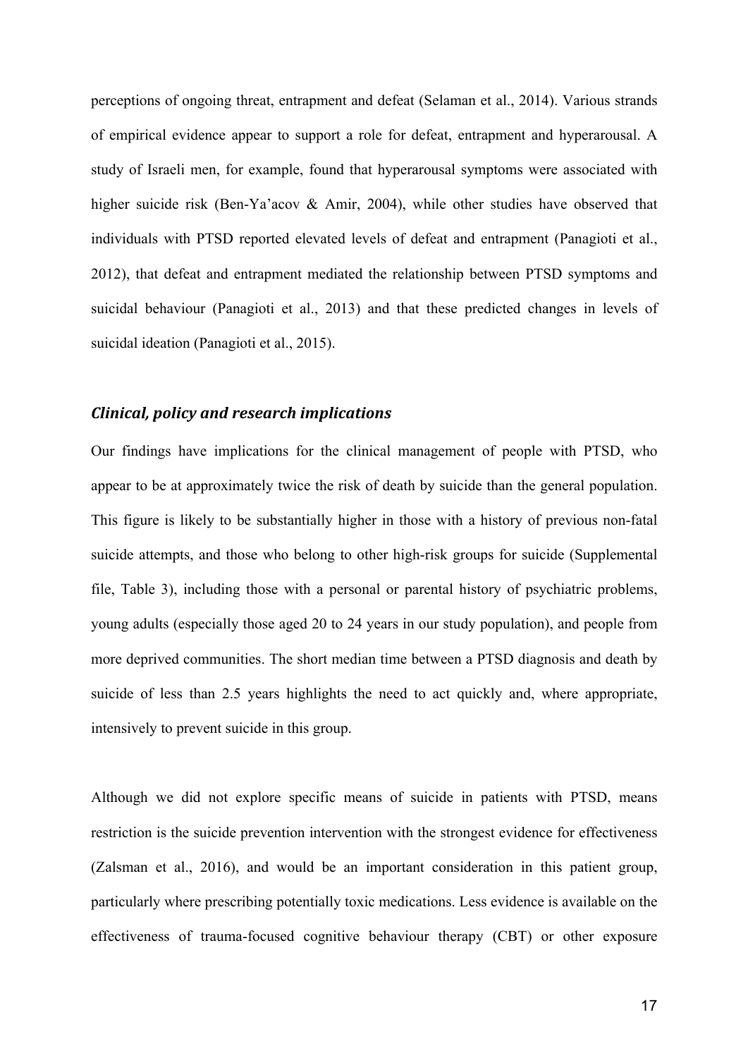perceptions of ongoing threat, entrapment and defeat (Selaman et al., 2014). Various strands of empirical evidence appear to support a role for defeat, entrapment and hyperarousal. A study of Israeli men, for example, found that hyperarousal symptoms were associated with higher suicide risk (Ben-Ya'acov & Amir, 2004), while other studies have observed that individuals with PTSD reported elevated levels of defeat and entrapment (Panagioti et al., 2012), that defeat and entrapment mediated the relationship between PTSD symptoms and suicidal behaviour (Panagioti et al., 2013) and that these predicted changes in levels of suicidal ideation (Panagioti et al., 2015).

### *Clinical, policy and research implications*

Our findings have implications for the clinical management of people with PTSD, who appear to be at approximately twice the risk of death by suicide than the general population. This figure is likely to be substantially higher in those with a history of previous non-fatal suicide attempts, and those who belong to other high-risk groups for suicide (Supplemental file, Table 3), including those with a personal or parental history of psychiatric problems, young adults (especially those aged 20 to 24 years in our study population), and people from more deprived communities. The short median time between a PTSD diagnosis and death by suicide of less than 2.5 years highlights the need to act quickly and, where appropriate, intensively to prevent suicide in this group.

Although we did not explore specific means of suicide in patients with PTSD, means restriction is the suicide prevention intervention with the strongest evidence for effectiveness (Zalsman et al., 2016), and would be an important consideration in this patient group, particularly where prescribing potentially toxic medications. Less evidence is available on the effectiveness of trauma-focused cognitive behaviour therapy (CBT) or other exposure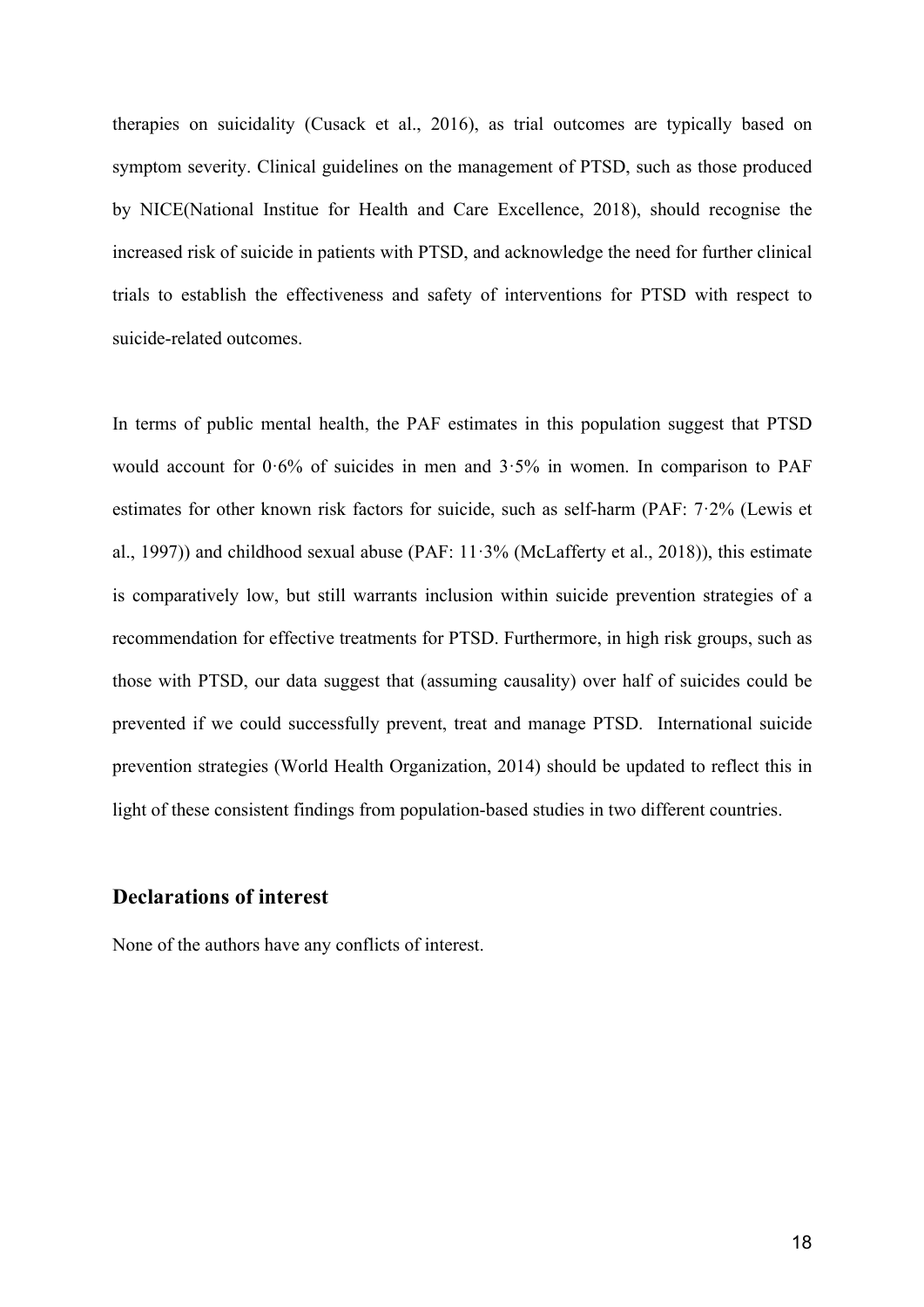therapies on suicidality (Cusack et al., 2016), as trial outcomes are typically based on symptom severity. Clinical guidelines on the management of PTSD, such as those produced by NICE(National Institue for Health and Care Excellence, 2018), should recognise the increased risk of suicide in patients with PTSD, and acknowledge the need for further clinical trials to establish the effectiveness and safety of interventions for PTSD with respect to suicide-related outcomes.

In terms of public mental health, the PAF estimates in this population suggest that PTSD would account for 0·6% of suicides in men and 3·5% in women. In comparison to PAF estimates for other known risk factors for suicide, such as self-harm (PAF: 7·2% (Lewis et al., 1997)) and childhood sexual abuse (PAF: 11·3% (McLafferty et al., 2018)), this estimate is comparatively low, but still warrants inclusion within suicide prevention strategies of a recommendation for effective treatments for PTSD. Furthermore, in high risk groups, such as those with PTSD, our data suggest that (assuming causality) over half of suicides could be prevented if we could successfully prevent, treat and manage PTSD.  International suicide prevention strategies (World Health Organization, 2014) should be updated to reflect this in light of these consistent findings from population-based studies in two different countries.

## Declarations of interest

None of the authors have any conflicts of interest.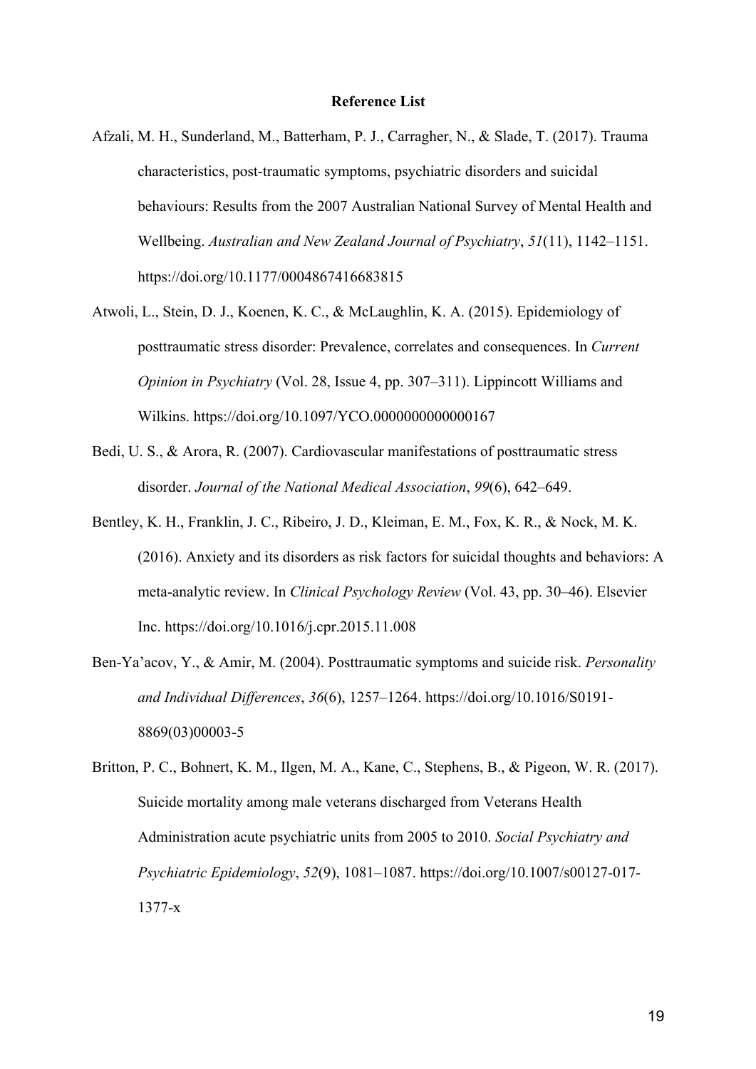**Reference List**

Afzali, M. H., Sunderland, M., Batterham, P. J., Carragher, N., & Slade, T. (2017). Trauma characteristics, post-traumatic symptoms, psychiatric disorders and suicidal behaviours: Results from the 2007 Australian National Survey of Mental Health and Wellbeing. *Australian and New Zealand Journal of Psychiatry*, *51*(11), 1142–1151. https://doi.org/10.1177/0004867416683815

Atwoli, L., Stein, D. J., Koenen, K. C., & McLaughlin, K. A. (2015). Epidemiology of posttraumatic stress disorder: Prevalence, correlates and consequences. In *Current Opinion in Psychiatry* (Vol. 28, Issue 4, pp. 307–311). Lippincott Williams and Wilkins. https://doi.org/10.1097/YCO.0000000000000167

Bedi, U. S., & Arora, R. (2007). Cardiovascular manifestations of posttraumatic stress disorder. *Journal of the National Medical Association*, *99*(6), 642–649.

Bentley, K. H., Franklin, J. C., Ribeiro, J. D., Kleiman, E. M., Fox, K. R., & Nock, M. K. (2016). Anxiety and its disorders as risk factors for suicidal thoughts and behaviors: A meta-analytic review. In *Clinical Psychology Review* (Vol. 43, pp. 30–46). Elsevier Inc. https://doi.org/10.1016/j.cpr.2015.11.008

Ben-Ya'acov, Y., & Amir, M. (2004). Posttraumatic symptoms and suicide risk. *Personality and Individual Differences*, *36*(6), 1257–1264. https://doi.org/10.1016/S0191-8869(03)00003-5

Britton, P. C., Bohnert, K. M., Ilgen, M. A., Kane, C., Stephens, B., & Pigeon, W. R. (2017). Suicide mortality among male veterans discharged from Veterans Health Administration acute psychiatric units from 2005 to 2010. *Social Psychiatry and Psychiatric Epidemiology*, *52*(9), 1081–1087. https://doi.org/10.1007/s00127-017-1377-x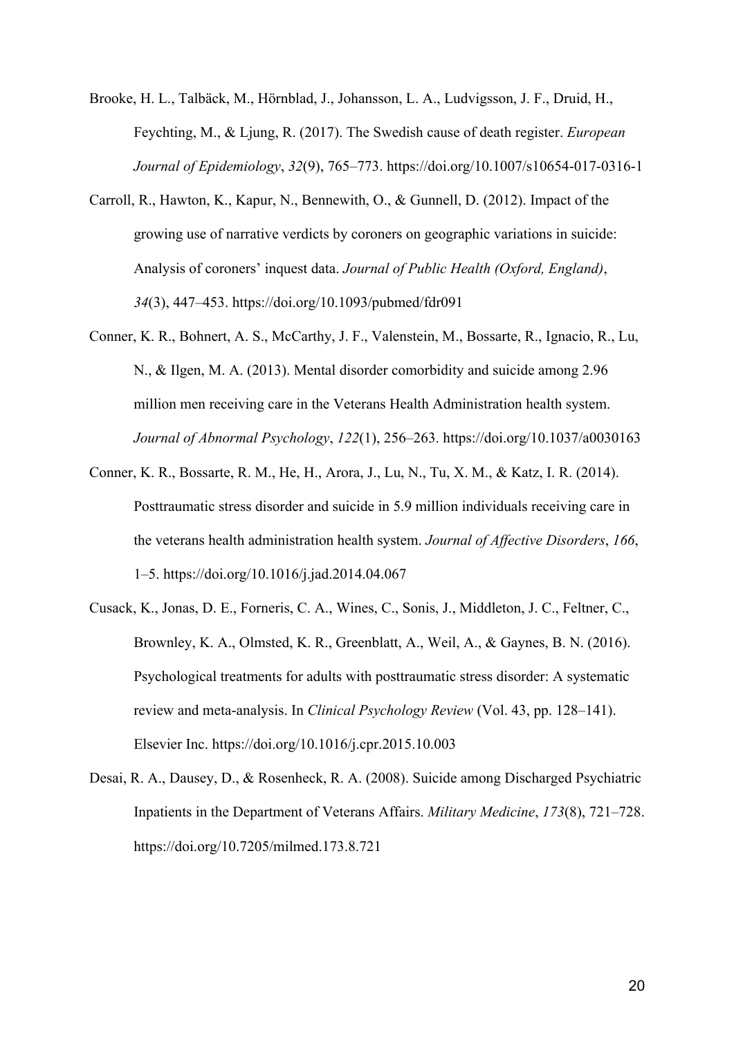Brooke, H. L., Talbäck, M., Hörnblad, J., Johansson, L. A., Ludvigsson, J. F., Druid, H., Feychting, M., & Ljung, R. (2017). The Swedish cause of death register. *European Journal of Epidemiology*, *32*(9), 765–773. https://doi.org/10.1007/s10654-017-0316-1

Carroll, R., Hawton, K., Kapur, N., Bennewith, O., & Gunnell, D. (2012). Impact of the growing use of narrative verdicts by coroners on geographic variations in suicide: Analysis of coroners' inquest data. *Journal of Public Health (Oxford, England)*, *34*(3), 447–453. https://doi.org/10.1093/pubmed/fdr091

Conner, K. R., Bohnert, A. S., McCarthy, J. F., Valenstein, M., Bossarte, R., Ignacio, R., Lu, N., & Ilgen, M. A. (2013). Mental disorder comorbidity and suicide among 2.96 million men receiving care in the Veterans Health Administration health system. *Journal of Abnormal Psychology*, *122*(1), 256–263. https://doi.org/10.1037/a0030163

Conner, K. R., Bossarte, R. M., He, H., Arora, J., Lu, N., Tu, X. M., & Katz, I. R. (2014). Posttraumatic stress disorder and suicide in 5.9 million individuals receiving care in the veterans health administration health system. *Journal of Affective Disorders*, *166*, 1–5. https://doi.org/10.1016/j.jad.2014.04.067

Cusack, K., Jonas, D. E., Forneris, C. A., Wines, C., Sonis, J., Middleton, J. C., Feltner, C., Brownley, K. A., Olmsted, K. R., Greenblatt, A., Weil, A., & Gaynes, B. N. (2016). Psychological treatments for adults with posttraumatic stress disorder: A systematic review and meta-analysis. In *Clinical Psychology Review* (Vol. 43, pp. 128–141). Elsevier Inc. https://doi.org/10.1016/j.cpr.2015.10.003

Desai, R. A., Dausey, D., & Rosenheck, R. A. (2008). Suicide among Discharged Psychiatric Inpatients in the Department of Veterans Affairs. *Military Medicine*, *173*(8), 721–728. https://doi.org/10.7205/milmed.173.8.721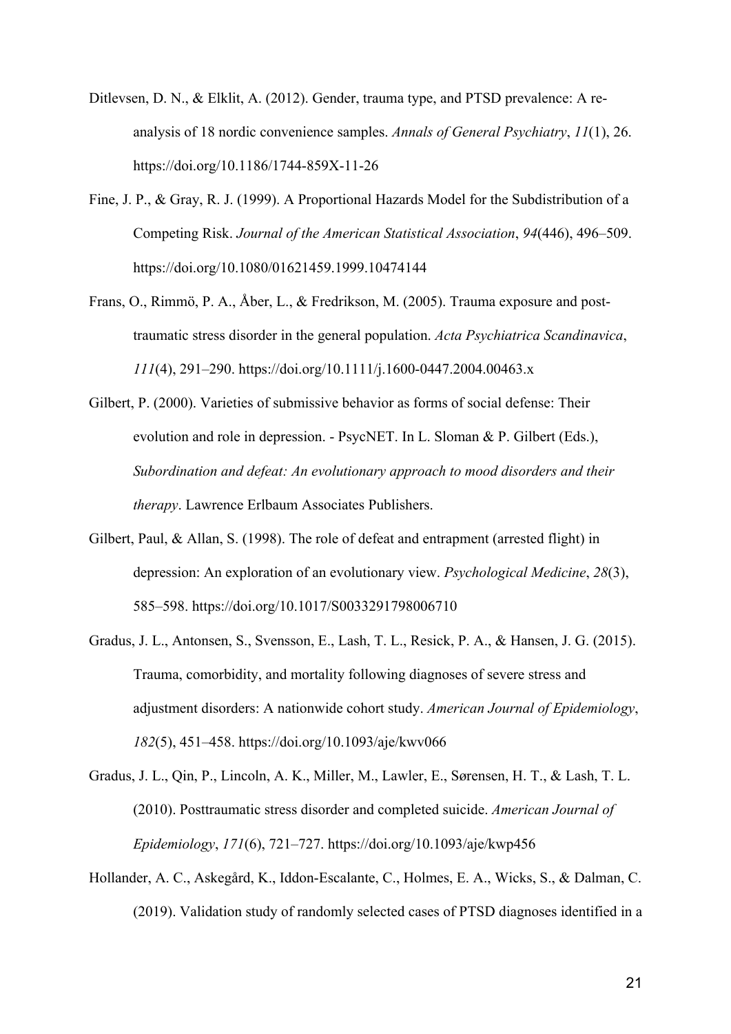Ditlevsen, D. N., & Elklit, A. (2012). Gender, trauma type, and PTSD prevalence: A re-analysis of 18 nordic convenience samples. *Annals of General Psychiatry*, *11*(1), 26. https://doi.org/10.1186/1744-859X-11-26

Fine, J. P., & Gray, R. J. (1999). A Proportional Hazards Model for the Subdistribution of a Competing Risk. *Journal of the American Statistical Association*, *94*(446), 496–509. https://doi.org/10.1080/01621459.1999.10474144

Frans, O., Rimmö, P. A., Åber, L., & Fredrikson, M. (2005). Trauma exposure and post-traumatic stress disorder in the general population. *Acta Psychiatrica Scandinavica*, *111*(4), 291–290. https://doi.org/10.1111/j.1600-0447.2004.00463.x

Gilbert, P. (2000). Varieties of submissive behavior as forms of social defense: Their evolution and role in depression. - PsycNET. In L. Sloman & P. Gilbert (Eds.), *Subordination and defeat: An evolutionary approach to mood disorders and their therapy*. Lawrence Erlbaum Associates Publishers.

Gilbert, Paul, & Allan, S. (1998). The role of defeat and entrapment (arrested flight) in depression: An exploration of an evolutionary view. *Psychological Medicine*, *28*(3), 585–598. https://doi.org/10.1017/S0033291798006710

Gradus, J. L., Antonsen, S., Svensson, E., Lash, T. L., Resick, P. A., & Hansen, J. G. (2015). Trauma, comorbidity, and mortality following diagnoses of severe stress and adjustment disorders: A nationwide cohort study. *American Journal of Epidemiology*, *182*(5), 451–458. https://doi.org/10.1093/aje/kwv066

Gradus, J. L., Qin, P., Lincoln, A. K., Miller, M., Lawler, E., Sørensen, H. T., & Lash, T. L. (2010). Posttraumatic stress disorder and completed suicide. *American Journal of Epidemiology*, *171*(6), 721–727. https://doi.org/10.1093/aje/kwp456

Hollander, A. C., Askegård, K., Iddon-Escalante, C., Holmes, E. A., Wicks, S., & Dalman, C. (2019). Validation study of randomly selected cases of PTSD diagnoses identified in a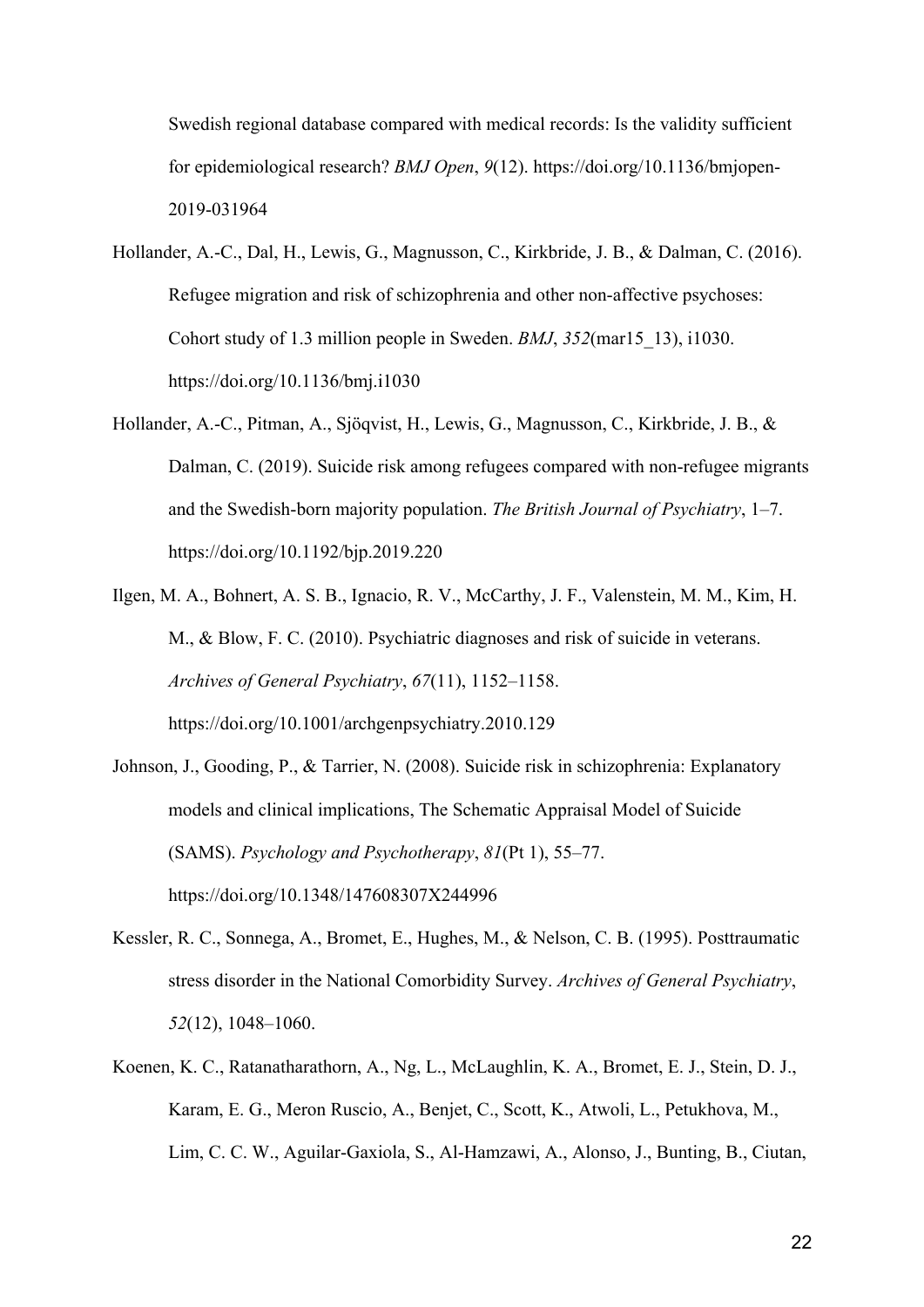Swedish regional database compared with medical records: Is the validity sufficient for epidemiological research? *BMJ Open*, *9*(12). https://doi.org/10.1136/bmjopen-2019-031964

Hollander, A.-C., Dal, H., Lewis, G., Magnusson, C., Kirkbride, J. B., & Dalman, C. (2016). Refugee migration and risk of schizophrenia and other non-affective psychoses: Cohort study of 1.3 million people in Sweden. *BMJ*, *352*(mar15_13), i1030. https://doi.org/10.1136/bmj.i1030

Hollander, A.-C., Pitman, A., Sjöqvist, H., Lewis, G., Magnusson, C., Kirkbride, J. B., & Dalman, C. (2019). Suicide risk among refugees compared with non-refugee migrants and the Swedish-born majority population. *The British Journal of Psychiatry*, 1–7. https://doi.org/10.1192/bjp.2019.220

Ilgen, M. A., Bohnert, A. S. B., Ignacio, R. V., McCarthy, J. F., Valenstein, M. M., Kim, H. M., & Blow, F. C. (2010). Psychiatric diagnoses and risk of suicide in veterans. *Archives of General Psychiatry*, *67*(11), 1152–1158. https://doi.org/10.1001/archgenpsychiatry.2010.129

Johnson, J., Gooding, P., & Tarrier, N. (2008). Suicide risk in schizophrenia: Explanatory models and clinical implications, The Schematic Appraisal Model of Suicide (SAMS). *Psychology and Psychotherapy*, *81*(Pt 1), 55–77. https://doi.org/10.1348/147608307X244996

Kessler, R. C., Sonnega, A., Bromet, E., Hughes, M., & Nelson, C. B. (1995). Posttraumatic stress disorder in the National Comorbidity Survey. *Archives of General Psychiatry*, *52*(12), 1048–1060.

Koenen, K. C., Ratanatharathorn, A., Ng, L., McLaughlin, K. A., Bromet, E. J., Stein, D. J., Karam, E. G., Meron Ruscio, A., Benjet, C., Scott, K., Atwoli, L., Petukhova, M., Lim, C. C. W., Aguilar-Gaxiola, S., Al-Hamzawi, A., Alonso, J., Bunting, B., Ciutan,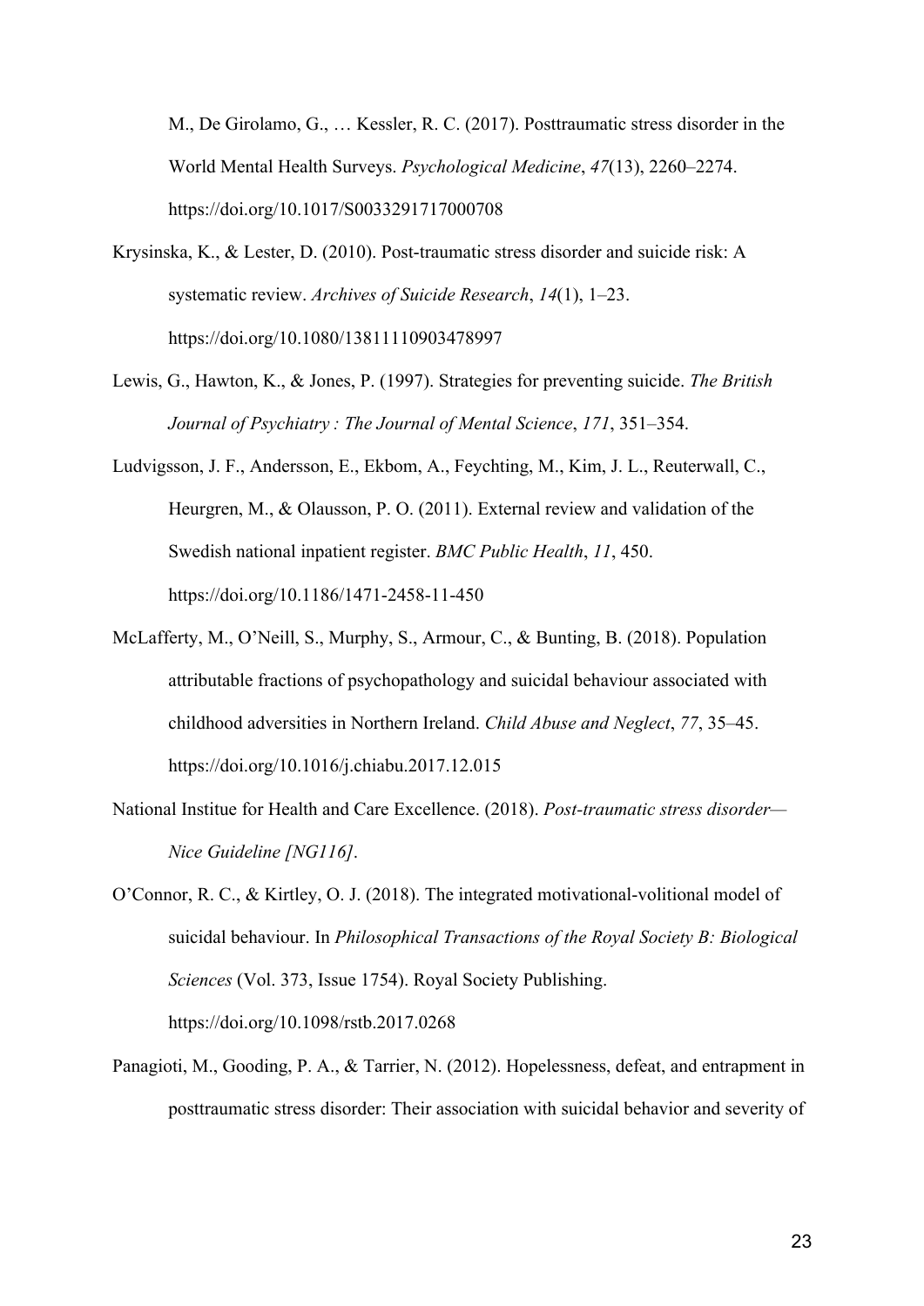M., De Girolamo, G., … Kessler, R. C. (2017). Posttraumatic stress disorder in the World Mental Health Surveys. *Psychological Medicine*, *47*(13), 2260–2274. https://doi.org/10.1017/S0033291717000708

Krysinska, K., & Lester, D. (2010). Post-traumatic stress disorder and suicide risk: A systematic review. *Archives of Suicide Research*, *14*(1), 1–23. https://doi.org/10.1080/13811110903478997

Lewis, G., Hawton, K., & Jones, P. (1997). Strategies for preventing suicide. *The British Journal of Psychiatry : The Journal of Mental Science*, *171*, 351–354.

Ludvigsson, J. F., Andersson, E., Ekbom, A., Feychting, M., Kim, J. L., Reuterwall, C., Heurgren, M., & Olausson, P. O. (2011). External review and validation of the Swedish national inpatient register. *BMC Public Health*, *11*, 450. https://doi.org/10.1186/1471-2458-11-450

McLafferty, M., O'Neill, S., Murphy, S., Armour, C., & Bunting, B. (2018). Population attributable fractions of psychopathology and suicidal behaviour associated with childhood adversities in Northern Ireland. *Child Abuse and Neglect*, *77*, 35–45. https://doi.org/10.1016/j.chiabu.2017.12.015

National Institue for Health and Care Excellence. (2018). *Post-traumatic stress disorder—Nice Guideline [NG116]*.

O'Connor, R. C., & Kirtley, O. J. (2018). The integrated motivational-volitional model of suicidal behaviour. In *Philosophical Transactions of the Royal Society B: Biological Sciences* (Vol. 373, Issue 1754). Royal Society Publishing. https://doi.org/10.1098/rstb.2017.0268

Panagioti, M., Gooding, P. A., & Tarrier, N. (2012). Hopelessness, defeat, and entrapment in posttraumatic stress disorder: Their association with suicidal behavior and severity of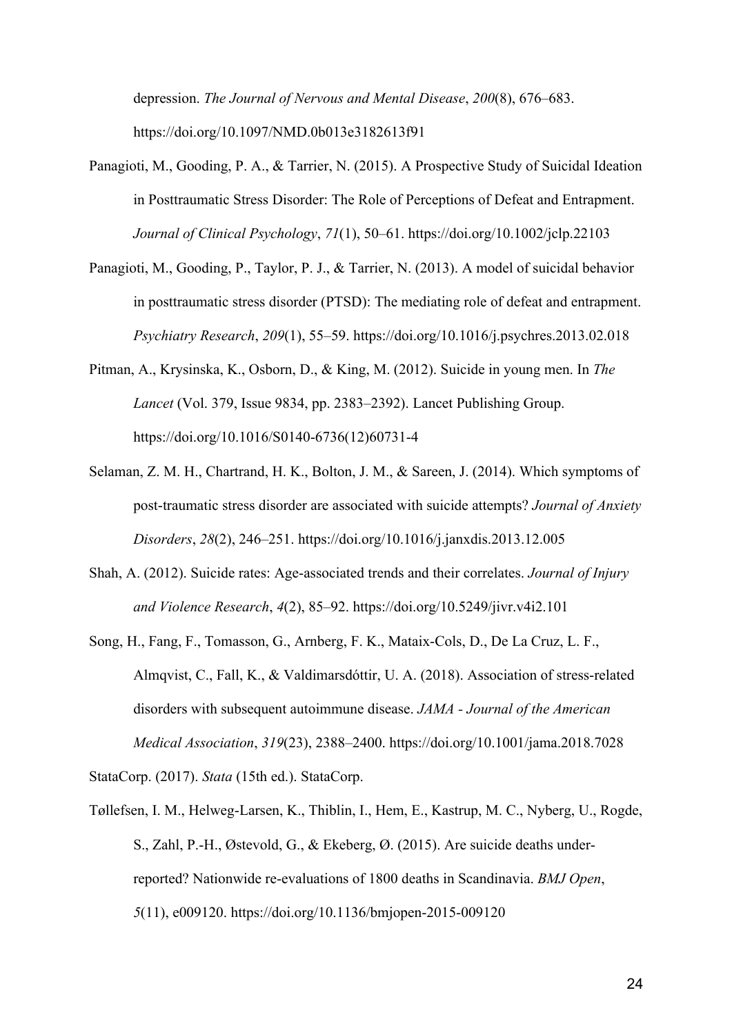depression. *The Journal of Nervous and Mental Disease*, *200*(8), 676–683. https://doi.org/10.1097/NMD.0b013e3182613f91

Panagioti, M., Gooding, P. A., & Tarrier, N. (2015). A Prospective Study of Suicidal Ideation in Posttraumatic Stress Disorder: The Role of Perceptions of Defeat and Entrapment. *Journal of Clinical Psychology*, *71*(1), 50–61. https://doi.org/10.1002/jclp.22103

Panagioti, M., Gooding, P., Taylor, P. J., & Tarrier, N. (2013). A model of suicidal behavior in posttraumatic stress disorder (PTSD): The mediating role of defeat and entrapment. *Psychiatry Research*, *209*(1), 55–59. https://doi.org/10.1016/j.psychres.2013.02.018

Pitman, A., Krysinska, K., Osborn, D., & King, M. (2012). Suicide in young men. In *The Lancet* (Vol. 379, Issue 9834, pp. 2383–2392). Lancet Publishing Group. https://doi.org/10.1016/S0140-6736(12)60731-4

Selaman, Z. M. H., Chartrand, H. K., Bolton, J. M., & Sareen, J. (2014). Which symptoms of post-traumatic stress disorder are associated with suicide attempts? *Journal of Anxiety Disorders*, *28*(2), 246–251. https://doi.org/10.1016/j.janxdis.2013.12.005

Shah, A. (2012). Suicide rates: Age-associated trends and their correlates. *Journal of Injury and Violence Research*, *4*(2), 85–92. https://doi.org/10.5249/jivr.v4i2.101

Song, H., Fang, F., Tomasson, G., Arnberg, F. K., Mataix-Cols, D., De La Cruz, L. F., Almqvist, C., Fall, K., & Valdimarsdóttir, U. A. (2018). Association of stress-related disorders with subsequent autoimmune disease. *JAMA - Journal of the American Medical Association*, *319*(23), 2388–2400. https://doi.org/10.1001/jama.2018.7028

StataCorp. (2017). *Stata* (15th ed.). StataCorp.

Tøllefsen, I. M., Helweg-Larsen, K., Thiblin, I., Hem, E., Kastrup, M. C., Nyberg, U., Rogde, S., Zahl, P.-H., Østevold, G., & Ekeberg, Ø. (2015). Are suicide deaths under-reported? Nationwide re-evaluations of 1800 deaths in Scandinavia. *BMJ Open*, *5*(11), e009120. https://doi.org/10.1136/bmjopen-2015-009120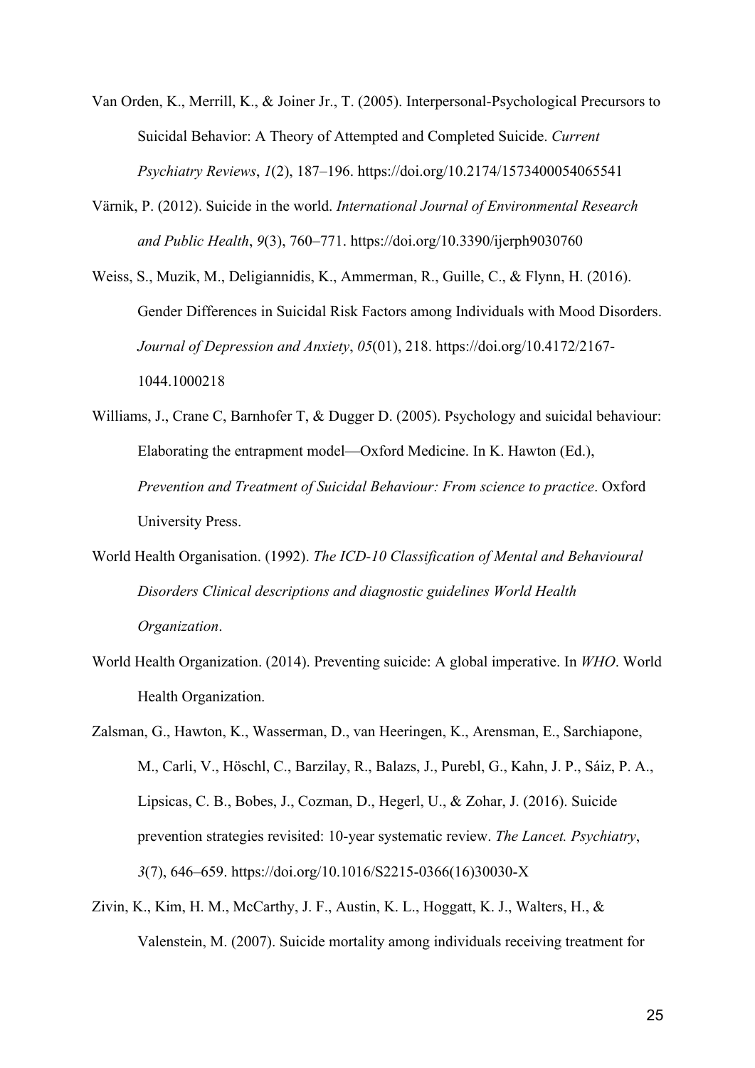Van Orden, K., Merrill, K., & Joiner Jr., T. (2005). Interpersonal-Psychological Precursors to Suicidal Behavior: A Theory of Attempted and Completed Suicide. *Current Psychiatry Reviews*, *1*(2), 187–196. https://doi.org/10.2174/1573400054065541

Värnik, P. (2012). Suicide in the world. *International Journal of Environmental Research and Public Health*, *9*(3), 760–771. https://doi.org/10.3390/ijerph9030760

Weiss, S., Muzik, M., Deligiannidis, K., Ammerman, R., Guille, C., & Flynn, H. (2016). Gender Differences in Suicidal Risk Factors among Individuals with Mood Disorders. *Journal of Depression and Anxiety*, *05*(01), 218. https://doi.org/10.4172/2167-1044.1000218

Williams, J., Crane C, Barnhofer T, & Dugger D. (2005). Psychology and suicidal behaviour: Elaborating the entrapment model—Oxford Medicine. In K. Hawton (Ed.), *Prevention and Treatment of Suicidal Behaviour: From science to practice*. Oxford University Press.

World Health Organisation. (1992). *The ICD-10 Classification of Mental and Behavioural Disorders Clinical descriptions and diagnostic guidelines World Health Organization*.

World Health Organization. (2014). Preventing suicide: A global imperative. In *WHO*. World Health Organization.

Zalsman, G., Hawton, K., Wasserman, D., van Heeringen, K., Arensman, E., Sarchiapone, M., Carli, V., Höschl, C., Barzilay, R., Balazs, J., Purebl, G., Kahn, J. P., Sáiz, P. A., Lipsicas, C. B., Bobes, J., Cozman, D., Hegerl, U., & Zohar, J. (2016). Suicide prevention strategies revisited: 10-year systematic review. *The Lancet. Psychiatry*, *3*(7), 646–659. https://doi.org/10.1016/S2215-0366(16)30030-X

Zivin, K., Kim, H. M., McCarthy, J. F., Austin, K. L., Hoggatt, K. J., Walters, H., & Valenstein, M. (2007). Suicide mortality among individuals receiving treatment for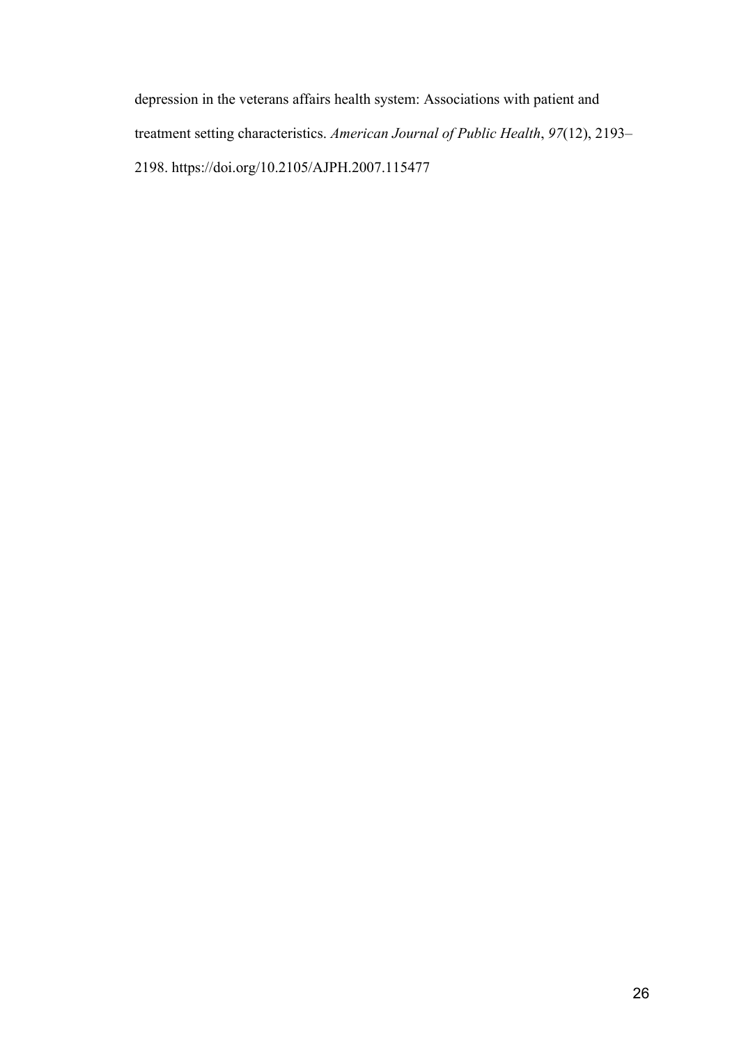depression in the veterans affairs health system: Associations with patient and treatment setting characteristics. *American Journal of Public Health*, *97*(12), 2193–2198. https://doi.org/10.2105/AJPH.2007.115477